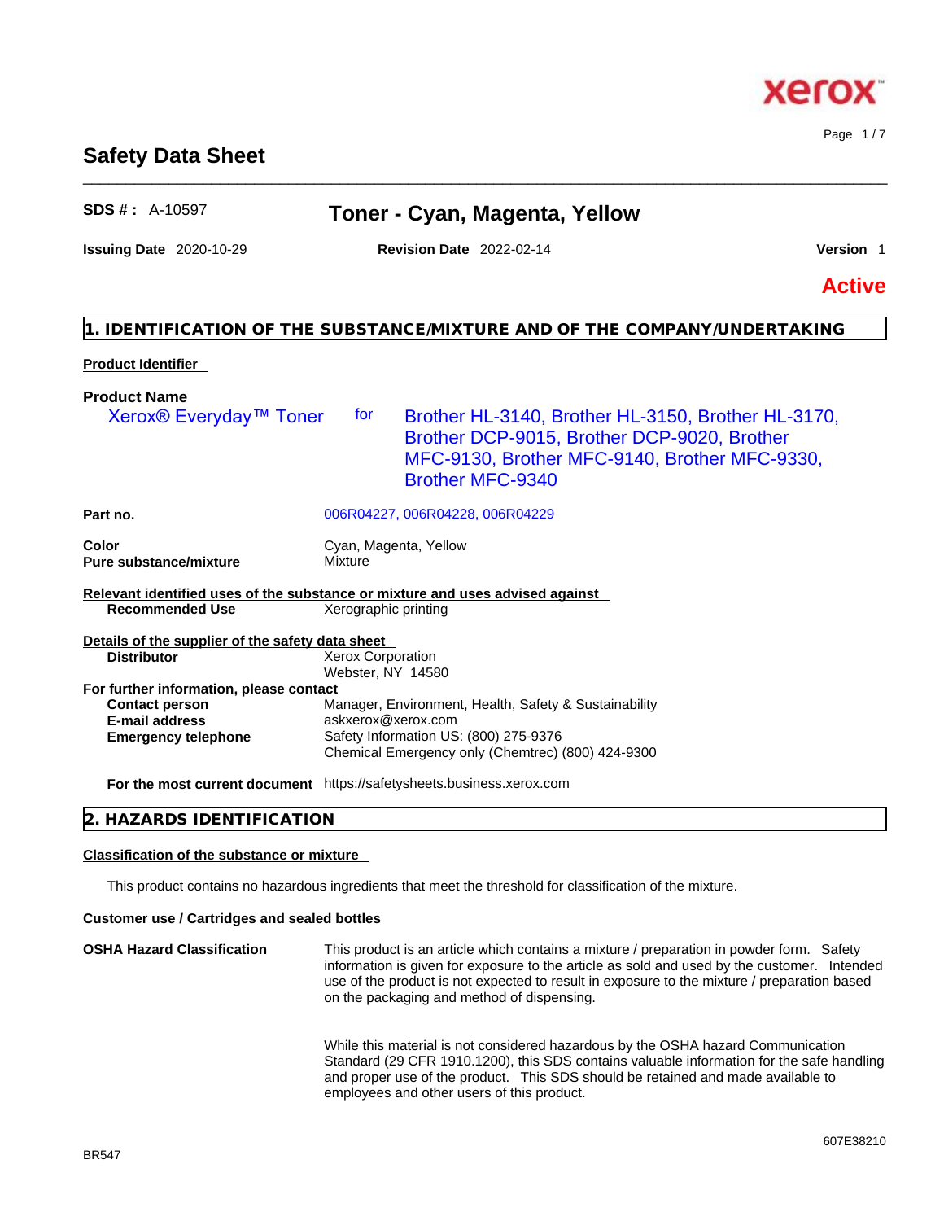# Safety Data Sheet

**SDS # :** A-10597 **Toner - Cyan, Magenta, Yellow**

**Issuing Date** 2020-10-29 **Revision Date** 2022-02-14 **Version** 1

**Active**

## 1. IDENTIFICATION OF THE SUBSTANCE/MIXTURE AND OF THE COMPANY/UNDERTAKING

**Product Identifier**

**Product Name**

Xerox® Everyday™ Toner for Brother HL-3140, Brother HL-3150, Brother HL-3170, Brother DCP-9015, Brother DCP-9020, Brother MFC-9130, Brother MFC-9140, Brother MFC-9330, Brother MFC-9340

| | |
|---|---|
| **Part no.** | 006R04227, 006R04228, 006R04229 |
| **Color** | Cyan, Magenta, Yellow |
| **Pure substance/mixture** | Mixture |

**Relevant identified uses of the substance or mixture and uses advised against**

| | |
|---|---|
| **Recommended Use** | Xerographic printing |

**Details of the supplier of the safety data sheet**

| | |
|---|---|
| **Distributor** | Xerox Corporation<br>Webster, NY 14580 |

**For further information, please contact**

| | |
|---|---|
| **Contact person** | Manager, Environment, Health, Safety & Sustainability |
| **E-mail address** | askxerox@xerox.com |
| **Emergency telephone** | Safety Information US: (800) 275-9376<br>Chemical Emergency only (Chemtrec) (800) 424-9300 |
| **For the most current document** | https://safetysheets.business.xerox.com |

## 2. HAZARDS IDENTIFICATION

**Classification of the substance or mixture**

This product contains no hazardous ingredients that meet the threshold for classification of the mixture.

**Customer use / Cartridges and sealed bottles**

**OSHA Hazard Classification**

This product is an article which contains a mixture / preparation in powder form. Safety information is given for exposure to the article as sold and used by the customer. Intended use of the product is not expected to result in exposure to the mixture / preparation based on the packaging and method of dispensing.

While this material is not considered hazardous by the OSHA hazard Communication Standard (29 CFR 1910.1200), this SDS contains valuable information for the safe handling and proper use of the product. This SDS should be retained and made available to employees and other users of this product.

BR547

607E38210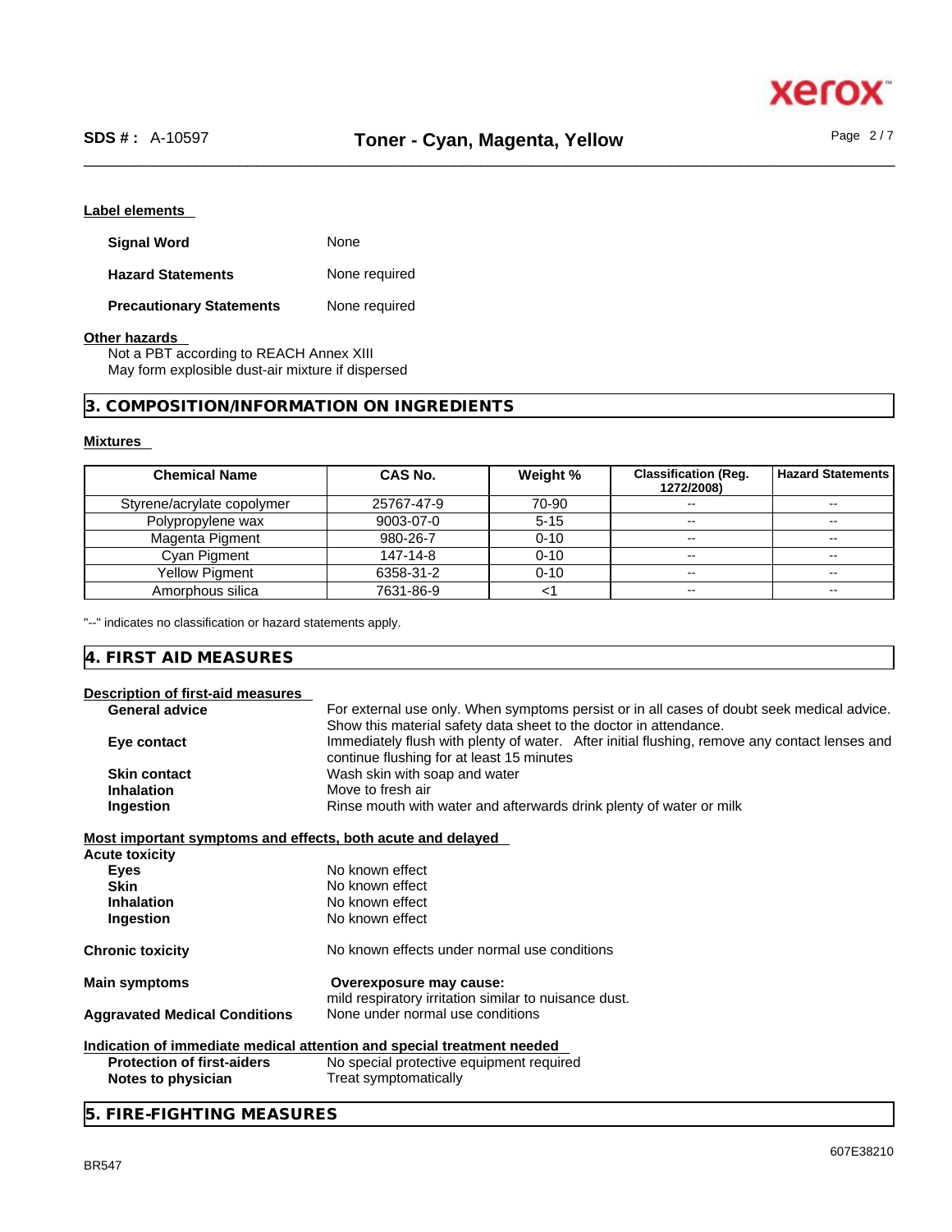### Label elements

**Signal Word** None

**Hazard Statements** None required

**Precautionary Statements** None required

### Other hazards

Not a PBT according to REACH Annex XIII
May form explosive dust-air mixture if dispersed

## 3. COMPOSITION/INFORMATION ON INGREDIENTS

### Mixtures

| Chemical Name | CAS No. | Weight % | Classification (Reg. 1272/2008) | Hazard Statements |
|---|---|---|---|---|
| Styrene/acrylate copolymer | 25767-47-9 | 70-90 | -- | -- |
| Polypropylene wax | 9003-07-0 | 5-15 | -- | -- |
| Magenta Pigment | 980-26-7 | 0-10 | -- | -- |
| Cyan Pigment | 147-14-8 | 0-10 | -- | -- |
| Yellow Pigment | 6358-31-2 | 0-10 | -- | -- |
| Amorphous silica | 7631-86-9 | <1 | -- | -- |

"--" indicates no classification or hazard statements apply.

## 4. FIRST AID MEASURES

### Description of first-aid measures

**General advice** For external use only. When symptoms persist or in all cases of doubt seek medical advice. Show this material safety data sheet to the doctor in attendance.

**Eye contact** Immediately flush with plenty of water. After initial flushing, remove any contact lenses and continue flushing for at least 15 minutes

**Skin contact** Wash skin with soap and water

**Inhalation** Move to fresh air

**Ingestion** Rinse mouth with water and afterwards drink plenty of water or milk

### Most important symptoms and effects, both acute and delayed

**Acute toxicity**

**Eyes** No known effect

**Skin** No known effect

**Inhalation** No known effect

**Ingestion** No known effect

**Chronic toxicity** No known effects under normal use conditions

**Main symptoms** **Overexposure may cause:**
mild respiratory irritation similar to nuisance dust.

**Aggravated Medical Conditions** None under normal use conditions

### Indication of immediate medical attention and special treatment needed

**Protection of first-aiders** No special protective equipment required

**Notes to physician** Treat symptomatically

## 5. FIRE-FIGHTING MEASURES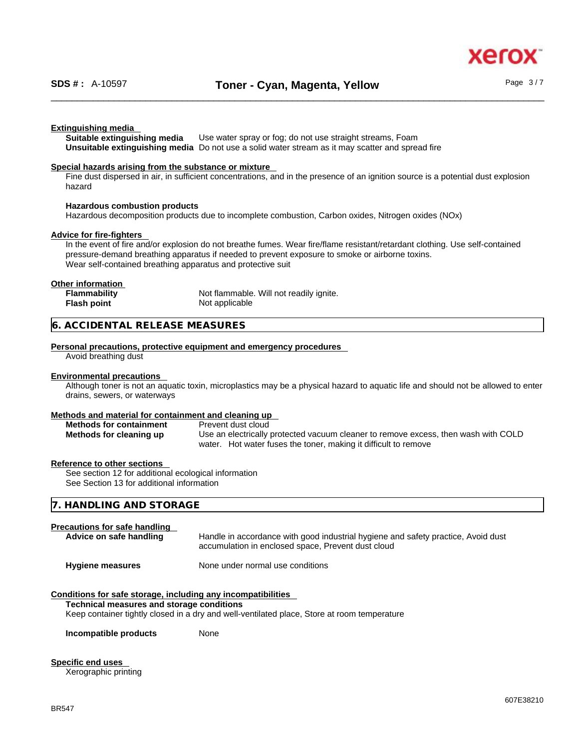#### Extinguishing media

**Suitable extinguishing media** Use water spray or fog; do not use straight streams, Foam
**Unsuitable extinguishing media** Do not use a solid water stream as it may scatter and spread fire

#### Special hazards arising from the substance or mixture

Fine dust dispersed in air, in sufficient concentrations, and in the presence of an ignition source is a potential dust explosion hazard

**Hazardous combustion products**
Hazardous decomposition products due to incomplete combustion, Carbon oxides, Nitrogen oxides (NOx)

#### Advice for fire-fighters

In the event of fire and/or explosion do not breathe fumes. Wear fire/flame resistant/retardant clothing. Use self-contained pressure-demand breathing apparatus if needed to prevent exposure to smoke or airborne toxins.
Wear self-contained breathing apparatus and protective suit

#### Other information

**Flammability** Not flammable. Will not readily ignite.
**Flash point** Not applicable

## 6. ACCIDENTAL RELEASE MEASURES

#### Personal precautions, protective equipment and emergency procedures

Avoid breathing dust

#### Environmental precautions

Although toner is not an aquatic toxin, microplastics may be a physical hazard to aquatic life and should not be allowed to enter drains, sewers, or waterways

#### Methods and material for containment and cleaning up

**Methods for containment** Prevent dust cloud
**Methods for cleaning up** Use an electrically protected vacuum cleaner to remove excess, then wash with COLD water. Hot water fuses the toner, making it difficult to remove

#### Reference to other sections

See section 12 for additional ecological information
See Section 13 for additional information

## 7. HANDLING AND STORAGE

#### Precautions for safe handling

**Advice on safe handling** Handle in accordance with good industrial hygiene and safety practice, Avoid dust accumulation in enclosed space, Prevent dust cloud

**Hygiene measures** None under normal use conditions

#### Conditions for safe storage, including any incompatibilities

**Technical measures and storage conditions**
Keep container tightly closed in a dry and well-ventilated place, Store at room temperature

**Incompatible products** None

#### Specific end uses

Xerographic printing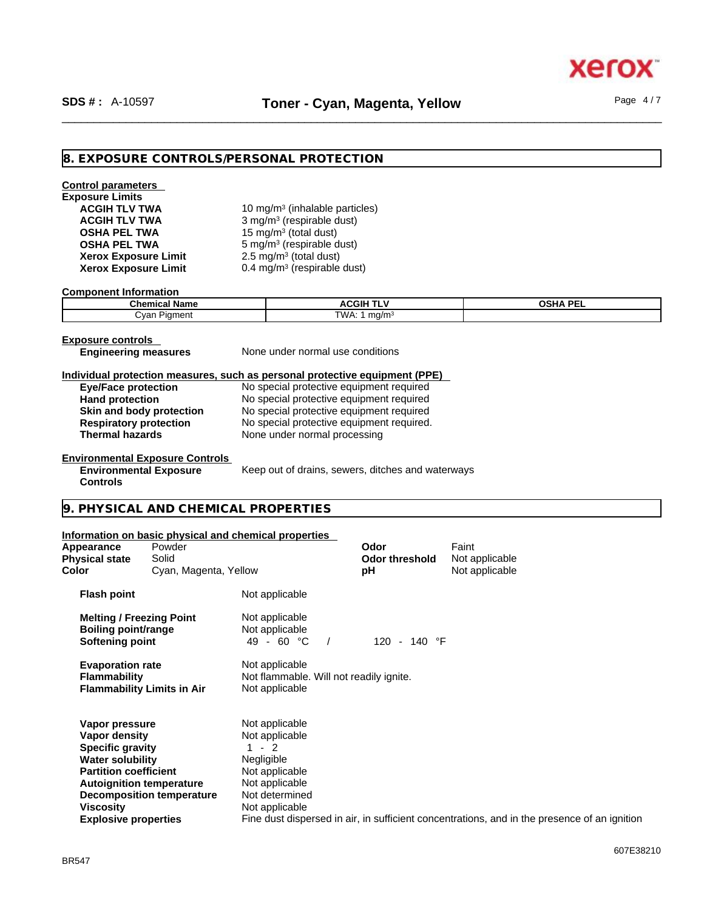## 8. EXPOSURE CONTROLS/PERSONAL PROTECTION

**Control parameters**

**Exposure Limits**

| | |
|---|---|
| **ACGIH TLV TWA** | 10 mg/m³ (inhalable particles) |
| **ACGIH TLV TWA** | 3 mg/m³ (respirable dust) |
| **OSHA PEL TWA** | 15 mg/m³ (total dust) |
| **OSHA PEL TWA** | 5 mg/m³ (respirable dust) |
| **Xerox Exposure Limit** | 2.5 mg/m³ (total dust) |
| **Xerox Exposure Limit** | 0.4 mg/m³ (respirable dust) |

**Component Information**

| Chemical Name | ACGIH TLV | OSHA PEL |
|---|---|---|
| Cyan Pigment | TWA: 1 mg/m³ | |

**Exposure controls**

**Engineering measures** None under normal use conditions

**Individual protection measures, such as personal protective equipment (PPE)**

| | |
|---|---|
| **Eye/Face protection** | No special protective equipment required |
| **Hand protection** | No special protective equipment required |
| **Skin and body protection** | No special protective equipment required |
| **Respiratory protection** | No special protective equipment required. |
| **Thermal hazards** | None under normal processing |

**Environmental Exposure Controls**

**Environmental Exposure Controls** Keep out of drains, sewers, ditches and waterways

## 9. PHYSICAL AND CHEMICAL PROPERTIES

**Information on basic physical and chemical properties**

| | | | |
|---|---|---|---|
| **Appearance** | Powder | **Odor** | Faint |
| **Physical state** | Solid | **Odor threshold** | Not applicable |
| **Color** | Cyan, Magenta, Yellow | **pH** | Not applicable |

| | |
|---|---|
| **Flash point** | Not applicable |
| **Melting / Freezing Point** | Not applicable |
| **Boiling point/range** | Not applicable |
| **Softening point** | 49 - 60 °C / 120 - 140 °F |
| **Evaporation rate** | Not applicable |
| **Flammability** | Not flammable. Will not readily ignite. |
| **Flammability Limits in Air** | Not applicable |
| **Vapor pressure** | Not applicable |
| **Vapor density** | Not applicable |
| **Specific gravity** | 1 - 2 |
| **Water solubility** | Negligible |
| **Partition coefficient** | Not applicable |
| **Autoignition temperature** | Not applicable |
| **Decomposition temperature** | Not determined |
| **Viscosity** | Not applicable |
| **Explosive properties** | Fine dust dispersed in air, in sufficient concentrations, and in the presence of an ignition |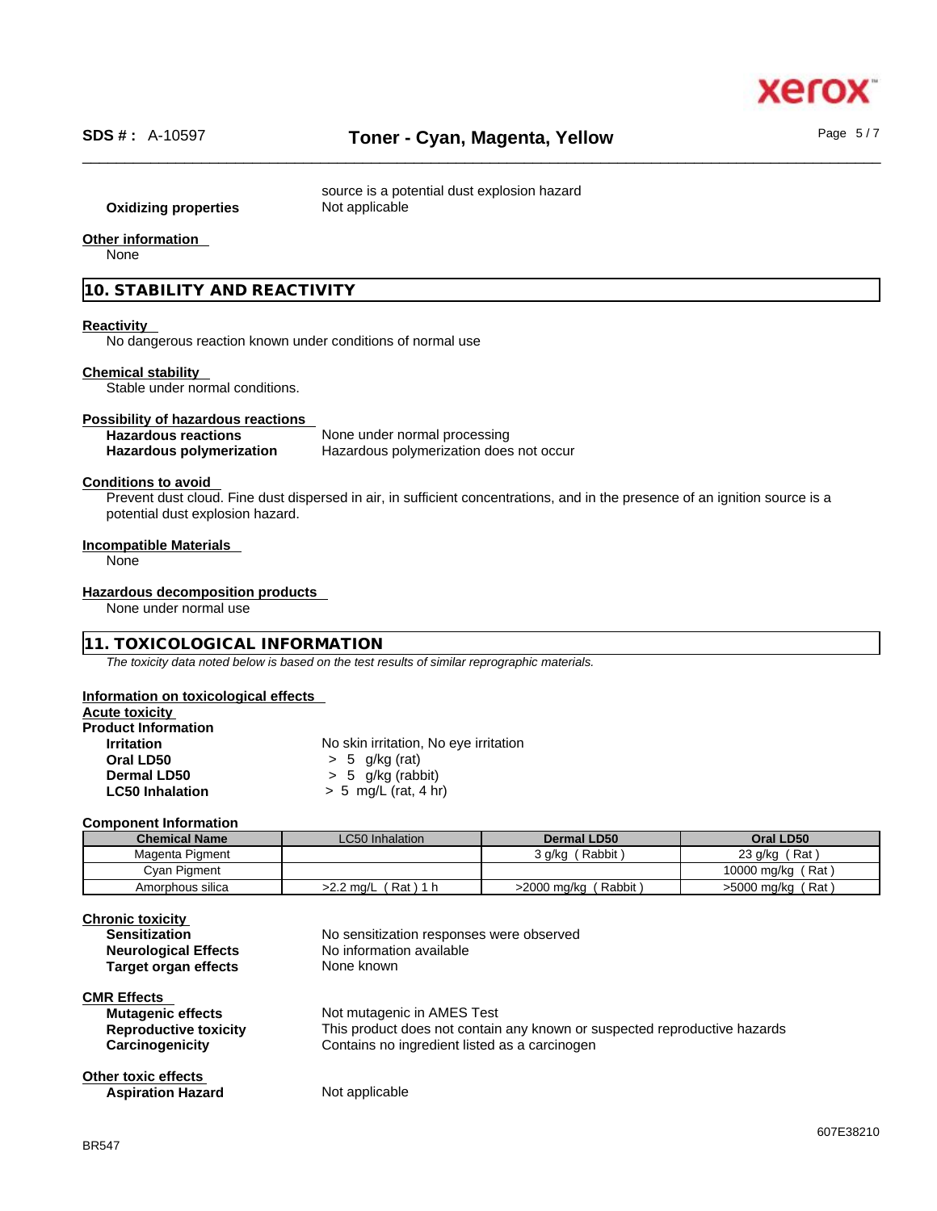source is a potential dust explosion hazard

**Oxidizing properties** Not applicable

**Other information**

None

## 10. STABILITY AND REACTIVITY

**Reactivity**

No dangerous reaction known under conditions of normal use

**Chemical stability**

Stable under normal conditions.

**Possibility of hazardous reactions**

**Hazardous reactions** None under normal processing

**Hazardous polymerization** Hazardous polymerization does not occur

**Conditions to avoid**

Prevent dust cloud. Fine dust dispersed in air, in sufficient concentrations, and in the presence of an ignition source is a potential dust explosion hazard.

**Incompatible Materials**

None

**Hazardous decomposition products**

None under normal use

## 11. TOXICOLOGICAL INFORMATION

*The toxicity data noted below is based on the test results of similar reprographic materials.*

**Information on toxicological effects**

**Acute toxicity**

**Product Information**

**Irritation** No skin irritation, No eye irritation

**Oral LD50** > 5 g/kg (rat)

**Dermal LD50** > 5 g/kg (rabbit)

**LC50 Inhalation** > 5 mg/L (rat, 4 hr)

**Component Information**

| Chemical Name | LC50 Inhalation | Dermal LD50 | Oral LD50 |
|---|---|---|---|
| Magenta Pigment | | 3 g/kg (Rabbit) | 23 g/kg (Rat) |
| Cyan Pigment | | | 10000 mg/kg (Rat) |
| Amorphous silica | >2.2 mg/L (Rat) 1 h | >2000 mg/kg (Rabbit) | >5000 mg/kg (Rat) |

**Chronic toxicity**

**Sensitization** No sensitization responses were observed

**Neurological Effects** No information available

**Target organ effects** None known

**CMR Effects**

**Mutagenic effects** Not mutagenic in AMES Test

**Reproductive toxicity** This product does not contain any known or suspected reproductive hazards

**Carcinogenicity** Contains no ingredient listed as a carcinogen

**Other toxic effects**

**Aspiration Hazard** Not applicable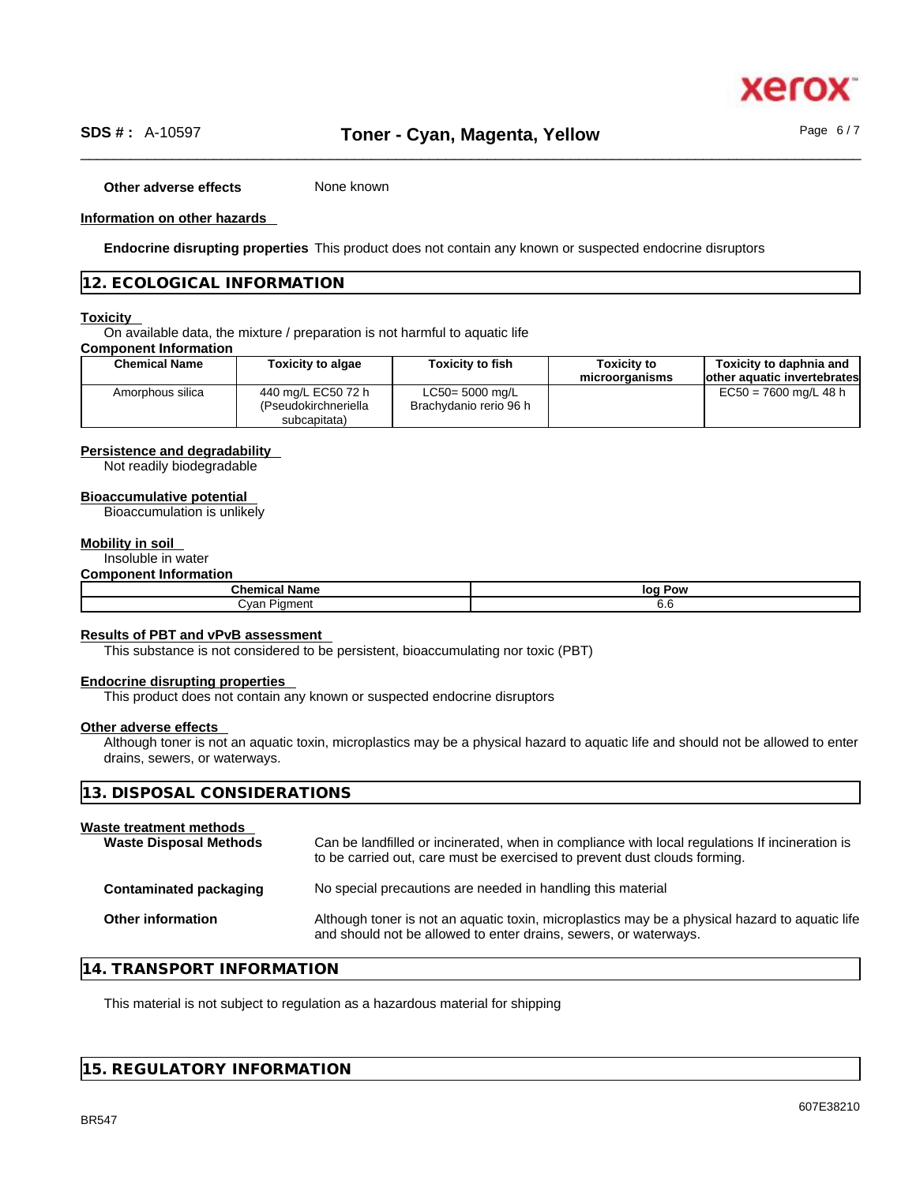**Other adverse effects** None known

**Information on other hazards**

**Endocrine disrupting properties** This product does not contain any known or suspected endocrine disruptors

## 12. ECOLOGICAL INFORMATION

**Toxicity**

On available data, the mixture / preparation is not harmful to aquatic life

**Component Information**

| Chemical Name | Toxicity to algae | Toxicity to fish | Toxicity to microorganisms | Toxicity to daphnia and other aquatic invertebrates |
|---|---|---|---|---|
| Amorphous silica | 440 mg/L EC50 72 h (Pseudokirchneriella subcapitata) | LC50= 5000 mg/L Brachydanio rerio 96 h | | EC50 = 7600 mg/L 48 h |

**Persistence and degradability**

Not readily biodegradable

**Bioaccumulative potential**

Bioaccumulation is unlikely

**Mobility in soil**

Insoluble in water

**Component Information**

| Chemical Name | log Pow |
|---|---|
| Cyan Pigment | 6.6 |

**Results of PBT and vPvB assessment**

This substance is not considered to be persistent, bioaccumulating nor toxic (PBT)

**Endocrine disrupting properties**

This product does not contain any known or suspected endocrine disruptors

**Other adverse effects**

Although toner is not an aquatic toxin, microplastics may be a physical hazard to aquatic life and should not be allowed to enter drains, sewers, or waterways.

## 13. DISPOSAL CONSIDERATIONS

**Waste treatment methods**

**Waste Disposal Methods** Can be landfilled or incinerated, when in compliance with local regulations If incineration is to be carried out, care must be exercised to prevent dust clouds forming.

**Contaminated packaging** No special precautions are needed in handling this material

**Other information** Although toner is not an aquatic toxin, microplastics may be a physical hazard to aquatic life and should not be allowed to enter drains, sewers, or waterways.

## 14. TRANSPORT INFORMATION

This material is not subject to regulation as a hazardous material for shipping

## 15. REGULATORY INFORMATION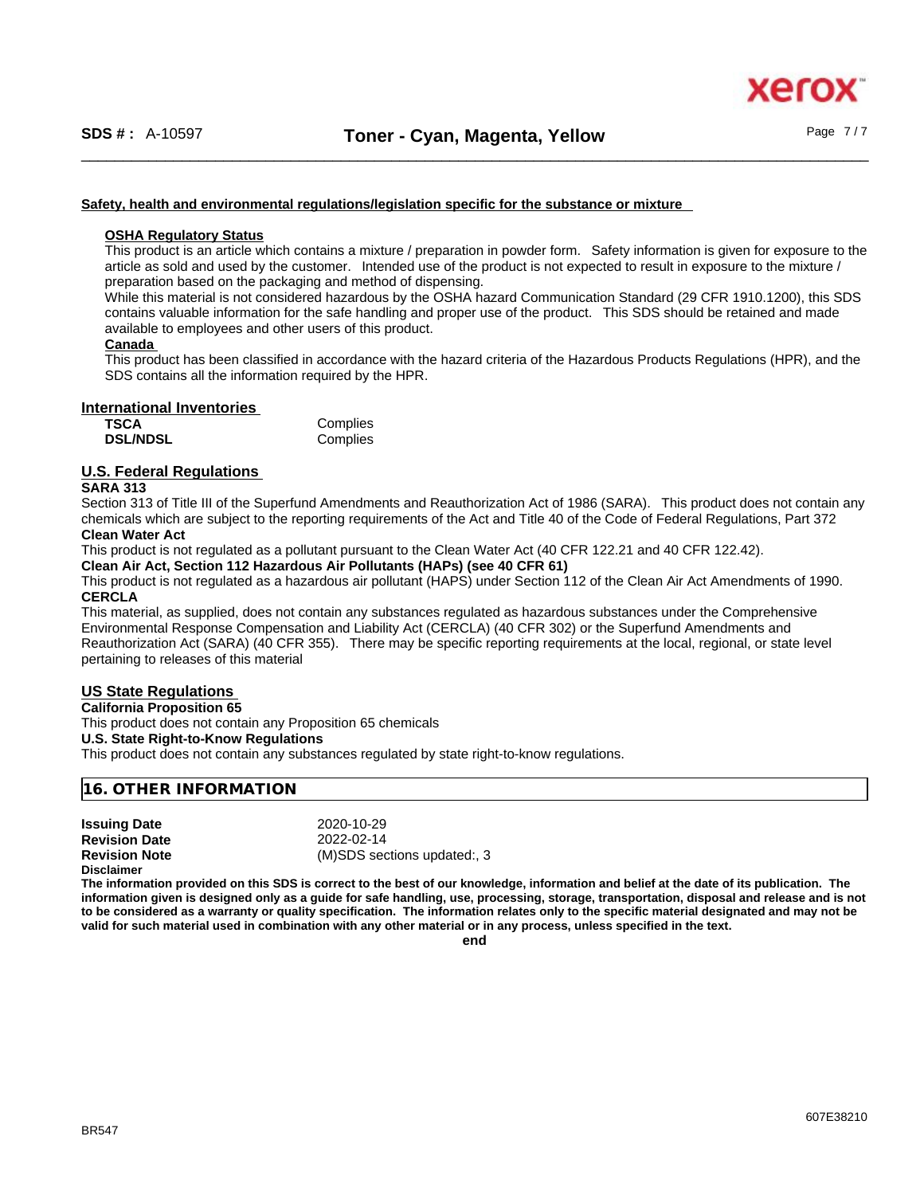**Safety, health and environmental regulations/legislation specific for the substance or mixture**

**OSHA Regulatory Status**

This product is an article which contains a mixture / preparation in powder form. Safety information is given for exposure to the article as sold and used by the customer. Intended use of the product is not expected to result in exposure to the mixture / preparation based on the packaging and method of dispensing.

While this material is not considered hazardous by the OSHA hazard Communication Standard (29 CFR 1910.1200), this SDS contains valuable information for the safe handling and proper use of the product. This SDS should be retained and made available to employees and other users of this product.

**Canada**

This product has been classified in accordance with the hazard criteria of the Hazardous Products Regulations (HPR), and the SDS contains all the information required by the HPR.

## International Inventories

| | |
|---|---|
| **TSCA** | Complies |
| **DSL/NDSL** | Complies |

## U.S. Federal Regulations

**SARA 313**

Section 313 of Title III of the Superfund Amendments and Reauthorization Act of 1986 (SARA). This product does not contain any chemicals which are subject to the reporting requirements of the Act and Title 40 of the Code of Federal Regulations, Part 372

**Clean Water Act**

This product is not regulated as a pollutant pursuant to the Clean Water Act (40 CFR 122.21 and 40 CFR 122.42).

**Clean Air Act, Section 112 Hazardous Air Pollutants (HAPs) (see 40 CFR 61)**

This product is not regulated as a hazardous air pollutant (HAPS) under Section 112 of the Clean Air Act Amendments of 1990.

**CERCLA**

This material, as supplied, does not contain any substances regulated as hazardous substances under the Comprehensive Environmental Response Compensation and Liability Act (CERCLA) (40 CFR 302) or the Superfund Amendments and Reauthorization Act (SARA) (40 CFR 355). There may be specific reporting requirements at the local, regional, or state level pertaining to releases of this material

## US State Regulations

**California Proposition 65**

This product does not contain any Proposition 65 chemicals

**U.S. State Right-to-Know Regulations**

This product does not contain any substances regulated by state right-to-know regulations.

## 16. OTHER INFORMATION

| | |
|---|---|
| **Issuing Date** | 2020-10-29 |
| **Revision Date** | 2022-02-14 |
| **Revision Note** | (M)SDS sections updated:, 3 |

**Disclaimer**

**The information provided on this SDS is correct to the best of our knowledge, information and belief at the date of its publication. The information given is designed only as a guide for safe handling, use, processing, storage, transportation, disposal and release and is not to be considered as a warranty or quality specification. The information relates only to the specific material designated and may not be valid for such material used in combination with any other material or in any process, unless specified in the text.**

**end**